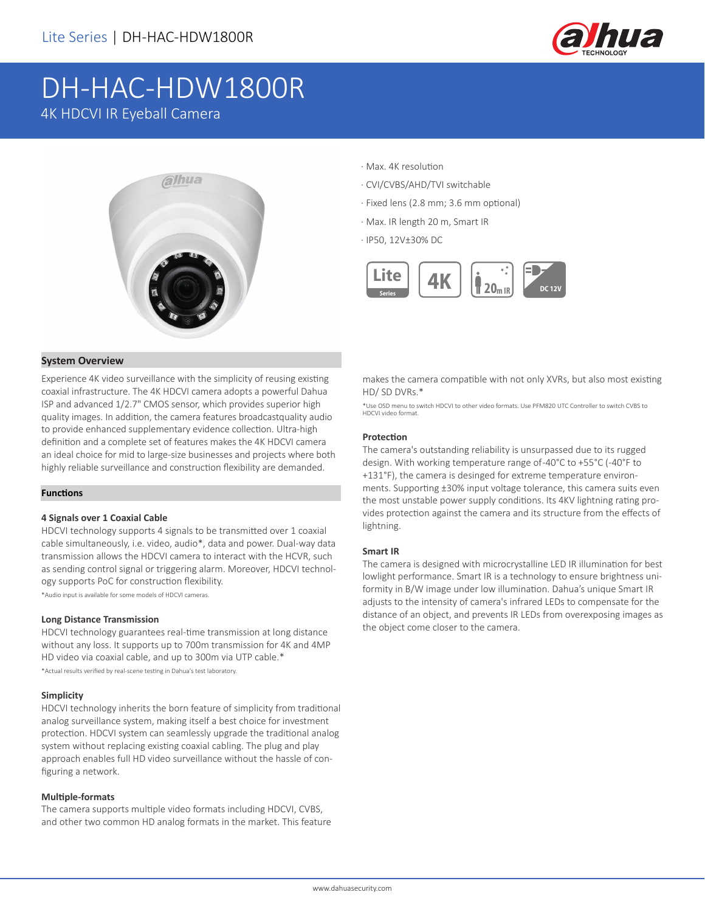Lite Series | DH-HAC-HDW1800R

# DH-HAC-HDW1800R

4K HDCVI IR Eyeball Camera

· Max. 4K resolution

· CVI/CVBS/AHD/TVI switchable

· Fixed lens (2.8 mm; 3.6 mm optional)

· Max. IR length 20 m, Smart IR

· IP50, 12V±30% DC

## System Overview

Experience 4K video surveillance with the simplicity of reusing existing coaxial infrastructure. The 4K HDCVI camera adopts a powerful Dahua ISP and advanced 1/2.7" CMOS sensor, which provides superior high quality images. In addition, the camera features broadcastquality audio to provide enhanced supplementary evidence collection. Ultra-high definition and a complete set of features makes the 4K HDCVI camera an ideal choice for mid to large-size businesses and projects where both highly reliable surveillance and construction flexibility are demanded.

## Functions

### 4 Signals over 1 Coaxial Cable

HDCVI technology supports 4 signals to be transmitted over 1 coaxial cable simultaneously, i.e. video, audio*, data and power. Dual-way data transmission allows the HDCVI camera to interact with the HCVR, such as sending control signal or triggering alarm. Moreover, HDCVI technology supports PoC for construction flexibility.

*Audio input is available for some models of HDCVI cameras.

### Long Distance Transmission

HDCVI technology guarantees real-time transmission at long distance without any loss. It supports up to 700m transmission for 4K and 4MP HD video via coaxial cable, and up to 300m via UTP cable.*

*Actual results verified by real-scene testing in Dahua's test laboratory.

### Simplicity

HDCVI technology inherits the born feature of simplicity from traditional analog surveillance system, making itself a best choice for investment protection. HDCVI system can seamlessly upgrade the traditional analog system without replacing existing coaxial cabling. The plug and play approach enables full HD video surveillance without the hassle of configuring a network.

### Multiple-formats

The camera supports multiple video formats including HDCVI, CVBS, and other two common HD analog formats in the market. This feature makes the camera compatible with not only XVRs, but also most existing HD/ SD DVRs.*

*Use OSD menu to switch HDCVI to other video formats. Use PFM820 UTC Controller to switch CVBS to HDCVI video format.

### Protection

The camera's outstanding reliability is unsurpassed due to its rugged design. With working temperature range of-40°C to +55°C (-40°F to +131°F), the camera is desinged for extreme temperature environments. Supporting ±30% input voltage tolerance, this camera suits even the most unstable power supply conditions. Its 4KV lightning rating provides protection against the camera and its structure from the effects of lightning.

### Smart IR

The camera is designed with microcrystalline LED IR illumination for best lowlight performance. Smart IR is a technology to ensure brightness uniformity in B/W image under low illumination. Dahua's unique Smart IR adjusts to the intensity of camera's infrared LEDs to compensate for the distance of an object, and prevents IR LEDs from overexposing images as the object come closer to the camera.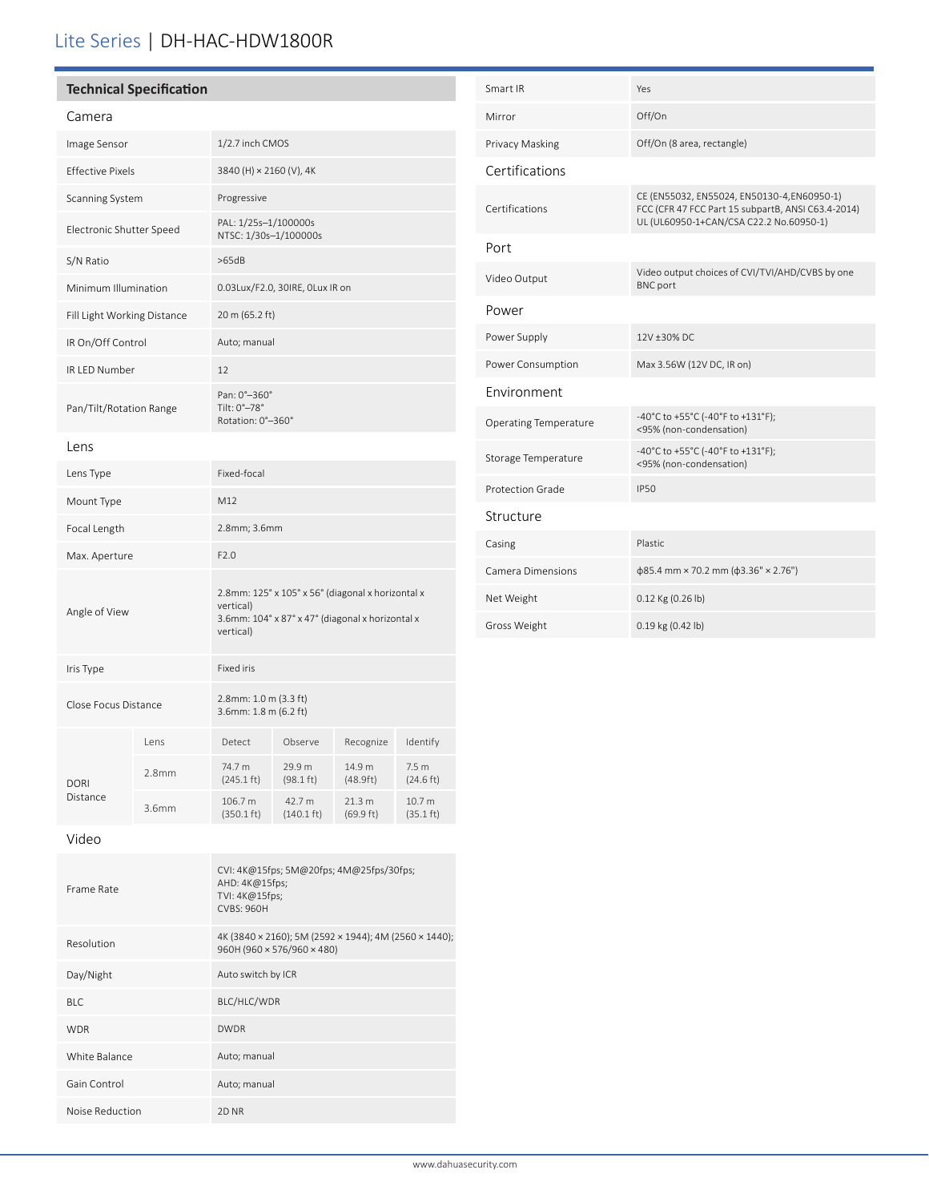# Lite Series | DH-HAC-HDW1800R

## Technical Specification

### Camera

| | |
|---|---|
| Image Sensor | 1/2.7 inch CMOS |
| Effective Pixels | 3840 (H) × 2160 (V), 4K |
| Scanning System | Progressive |
| Electronic Shutter Speed | PAL: 1/25s–1/100000s<br>NTSC: 1/30s–1/100000s |
| S/N Ratio | >65dB |
| Minimum Illumination | 0.03Lux/F2.0, 30IRE, 0Lux IR on |
| Fill Light Working Distance | 20 m (65.2 ft) |
| IR On/Off Control | Auto; manual |
| IR LED Number | 12 |
| Pan/Tilt/Rotation Range | Pan: 0°–360°<br>Tilt: 0°–78°<br>Rotation: 0°–360° |

### Lens

| | |
|---|---|
| Lens Type | Fixed-focal |
| Mount Type | M12 |
| Focal Length | 2.8mm; 3.6mm |
| Max. Aperture | F2.0 |
| Angle of View | 2.8mm: 125° x 105° x 56° (diagonal x horizontal x vertical)<br>3.6mm: 104° x 87° x 47° (diagonal x horizontal x vertical) |
| Iris Type | Fixed iris |
| Close Focus Distance | 2.8mm: 1.0 m (3.3 ft)<br>3.6mm: 1.8 m (6.2 ft) |

| DORI Distance | Lens | Detect | Observe | Recognize | Identify |
|---|---|---|---|---|---|
| | 2.8mm | 74.7 m (245.1 ft) | 29.9 m (98.1 ft) | 14.9 m (48.9ft) | 7.5 m (24.6 ft) |
| | 3.6mm | 106.7 m (350.1 ft) | 42.7 m (140.1 ft) | 21.3 m (69.9 ft) | 10.7 m (35.1 ft) |

### Video

| | |
|---|---|
| Frame Rate | CVI: 4K@15fps; 5M@20fps; 4M@25fps/30fps;<br>AHD: 4K@15fps;<br>TVI: 4K@15fps;<br>CVBS: 960H |
| Resolution | 4K (3840 × 2160); 5M (2592 × 1944); 4M (2560 × 1440); 960H (960 × 576/960 × 480) |
| Day/Night | Auto switch by ICR |
| BLC | BLC/HLC/WDR |
| WDR | DWDR |
| White Balance | Auto; manual |
| Gain Control | Auto; manual |
| Noise Reduction | 2D NR |
| Smart IR | Yes |
| Mirror | Off/On |
| Privacy Masking | Off/On (8 area, rectangle) |

### Certifications

| | |
|---|---|
| Certifications | CE (EN55032, EN55024, EN50130-4,EN60950-1)<br>FCC (CFR 47 FCC Part 15 subpartB, ANSI C63.4-2014)<br>UL (UL60950-1+CAN/CSA C22.2 No.60950-1) |

### Port

| | |
|---|---|
| Video Output | Video output choices of CVI/TVI/AHD/CVBS by one BNC port |

### Power

| | |
|---|---|
| Power Supply | 12V ±30% DC |
| Power Consumption | Max 3.56W (12V DC, IR on) |

### Environment

| | |
|---|---|
| Operating Temperature | -40°C to +55°C (-40°F to +131°F);<br><95% (non-condensation) |
| Storage Temperature | -40°C to +55°C (-40°F to +131°F);<br><95% (non-condensation) |
| Protection Grade | IP50 |

### Structure

| | |
|---|---|
| Casing | Plastic |
| Camera Dimensions | ϕ85.4 mm × 70.2 mm (ϕ3.36" × 2.76") |
| Net Weight | 0.12 Kg (0.26 lb) |
| Gross Weight | 0.19 kg (0.42 lb) |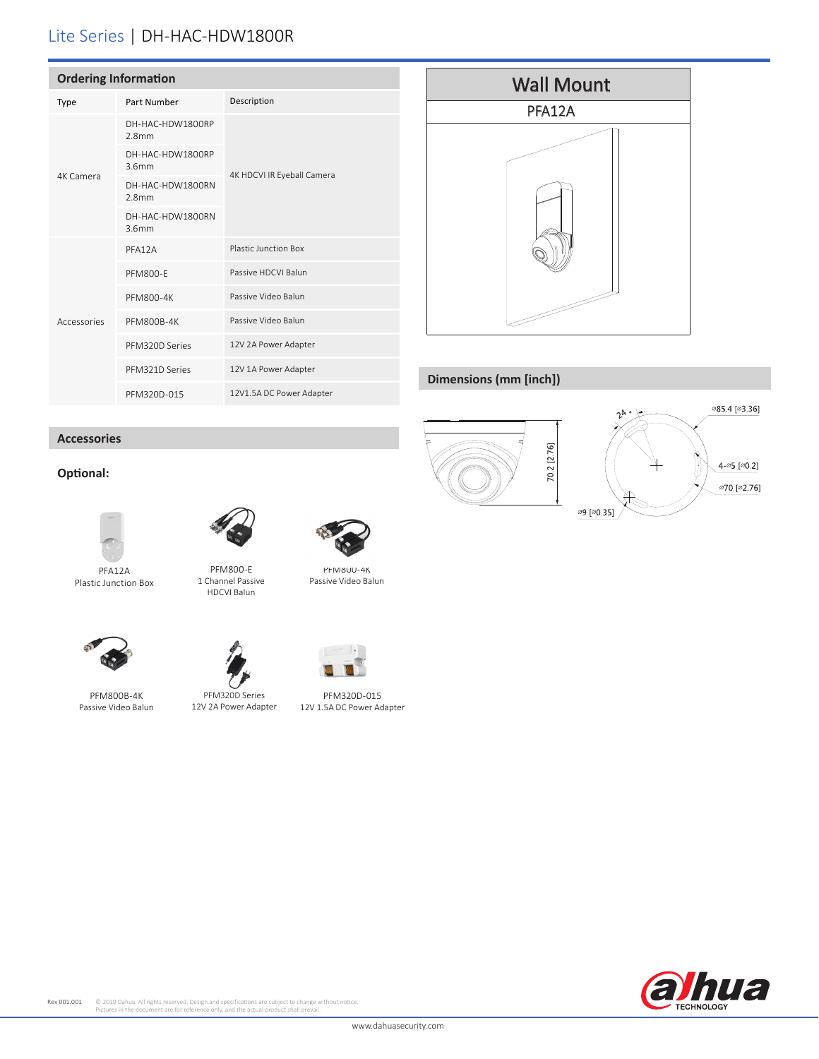## Ordering Information

| Type | Part Number | Description |
|---|---|---|
| 4K Camera | DH-HAC-HDW1800RP 2.8mm | 4K HDCVI IR Eyeball Camera |
| | DH-HAC-HDW1800RP 3.6mm | |
| | DH-HAC-HDW1800RN 2.8mm | |
| | DH-HAC-HDW1800RN 3.6mm | |
| Accessories | PFA12A | Plastic Junction Box |
| | PFM800-E | Passive HDCVI Balun |
| | PFM800-4K | Passive Video Balun |
| | PFM800B-4K | Passive Video Balun |
| | PFM320D Series | 12V 2A Power Adapter |
| | PFM321D Series | 12V 1A Power Adapter |
| | PFM320D-015 | 12V1.5A DC Power Adapter |

## Wall Mount

PFA12A

## Dimensions (mm [inch])

70.2 [2.76]

24°

⌀85.4 [⌀3.36]

4-⌀5 [⌀0.2]

⌀70 [⌀2.76]

⌀9 [⌀0.35]

## Accessories

### Optional:

PFA12A
Plastic Junction Box

PFM800-E
1 Channel Passive HDCVI Balun

PFM800-4K
Passive Video Balun

PFM800B-4K
Passive Video Balun

PFM320D Series
12V 2A Power Adapter

PFM320D-015
12V 1.5A DC Power Adapter

Rev 001.001 © 2019 Dahua. All rights reserved. Design and specifications are subject to change without notice. Pictures in the document are for reference only, and the actual product shall prevail.

www.dahuasecurity.com